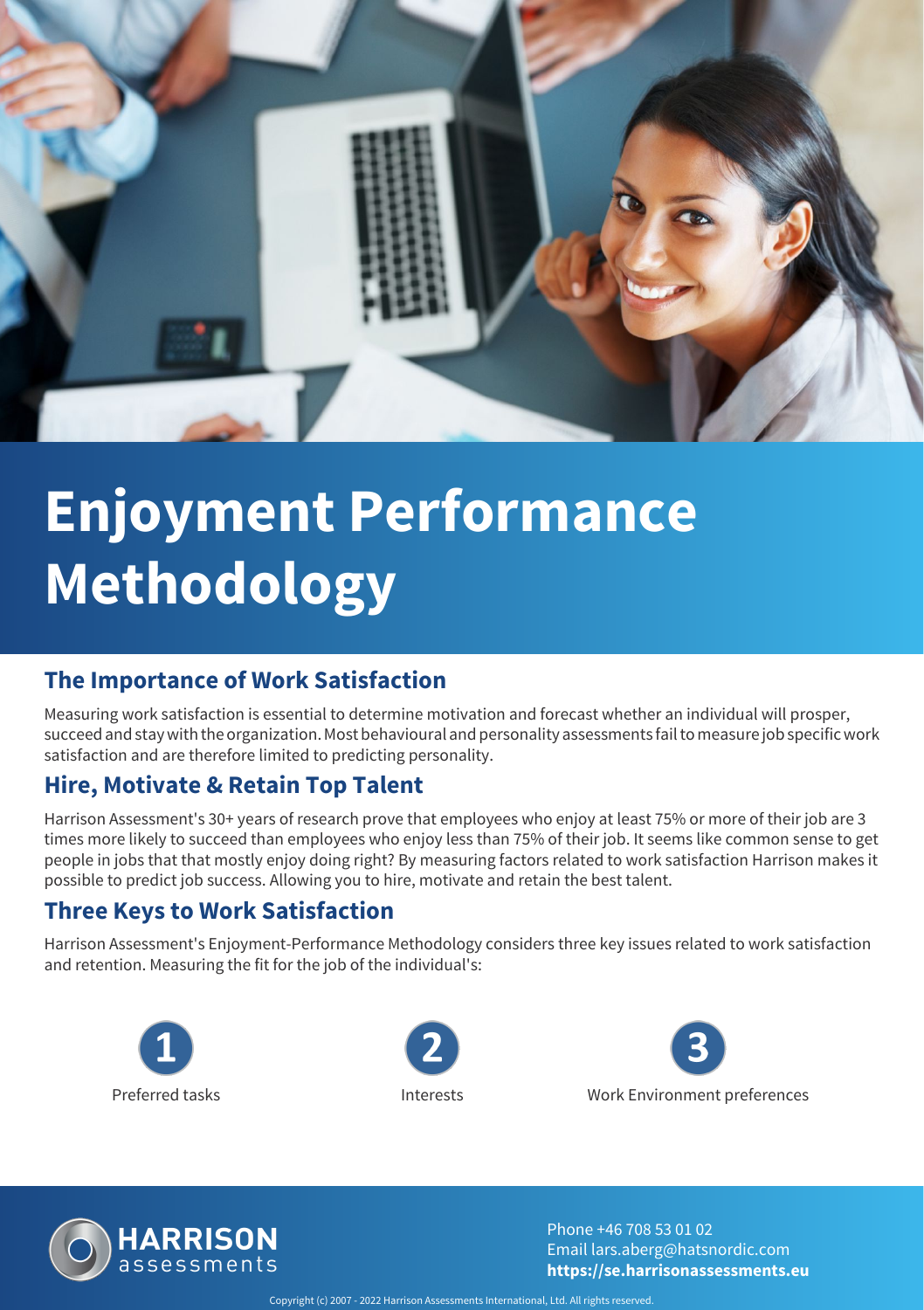# Enjoyment Performance Methodology

## The Importance of Work Satisfaction

Measuring work satisfaction is essential to determine motivation and forecast whether an individual will prosper, succeed and stay with the organization. Most behavioural and personality assessments fail to measure job specific work satisfaction and are therefore limited to predicting personality.

## Hire, Motivate & Retain Top Talent

Harrison Assessment's 30+ years of research prove that employees who enjoy at least 75% or more of their job are 3 times more likely to succeed than employees who enjoy less than 75% of their job. It seems like common sense to get people in jobs that that mostly enjoy doing right? By measuring factors related to work satisfaction Harrison makes it possible to predict job success. Allowing you to hire, motivate and retain the best talent.

## Three Keys to Work Satisfaction

Harrison Assessment's Enjoyment-Performance Methodology considers three key issues related to work satisfaction and retention. Measuring the fit for the job of the individual's:

1. Preferred tasks
2. Interests
3. Work Environment preferences

**HARRISON** assessments

Phone +46 708 53 01 02
Email lars.aberg@hatsnordic.com
**https://se.harrisonassessments.eu**

Copyright (c) 2007 - 2022 Harrison Assessments International, Ltd. All rights reserved.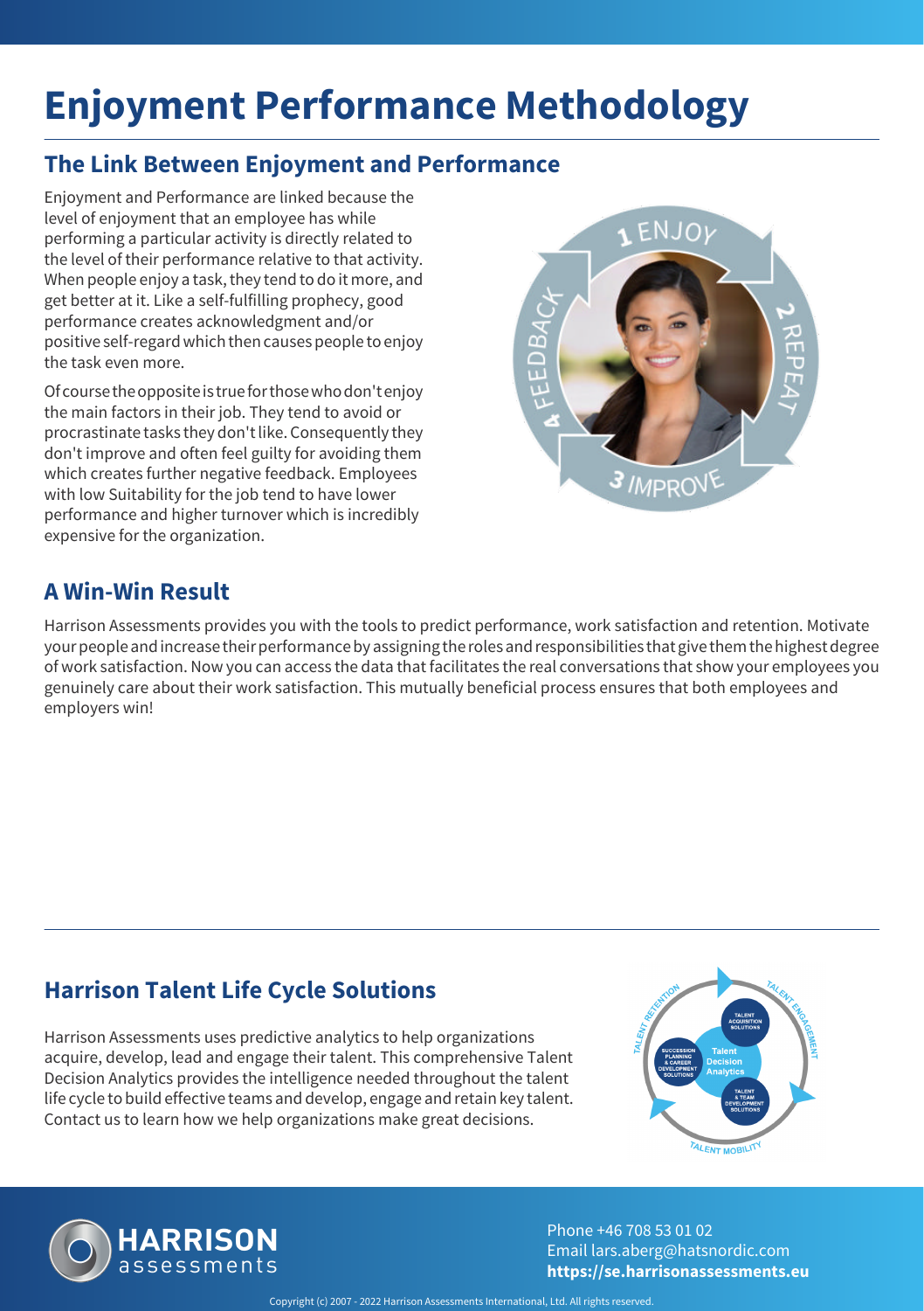# Enjoyment Performance Methodology

## The Link Between Enjoyment and Performance

Enjoyment and Performance are linked because the level of enjoyment that an employee has while performing a particular activity is directly related to the level of their performance relative to that activity. When people enjoy a task, they tend to do it more, and get better at it. Like a self-fulfilling prophecy, good performance creates acknowledgment and/or positive self-regard which then causes people to enjoy the task even more.

Of course the opposite is true for those who don't enjoy the main factors in their job. They tend to avoid or procrastinate tasks they don't like. Consequently they don't improve and often feel guilty for avoiding them which creates further negative feedback. Employees with low Suitability for the job tend to have lower performance and higher turnover which is incredibly expensive for the organization.

1 ENJOY

2 REPEAT

3 IMPROVE

4 FEEDBACK

## A Win-Win Result

Harrison Assessments provides you with the tools to predict performance, work satisfaction and retention. Motivate your people and increase their performance by assigning the roles and responsibilities that give them the highest degree of work satisfaction. Now you can access the data that facilitates the real conversations that show your employees you genuinely care about their work satisfaction. This mutually beneficial process ensures that both employees and employers win!

## Harrison Talent Life Cycle Solutions

Harrison Assessments uses predictive analytics to help organizations acquire, develop, lead and engage their talent. This comprehensive Talent Decision Analytics provides the intelligence needed throughout the talent life cycle to build effective teams and develop, engage and retain key talent. Contact us to learn how we help organizations make great decisions.

TALENT RETENTION

TALENT ENGAGEMENT

TALENT MOBILITY

TALENT ACQUISITION SOLUTIONS

Talent Decision Analytics

SUCCESSION PLANNING & CAREER DEVELOPMENT SOLUTIONS

TALENT & TEAM DEVELOPMENT SOLUTIONS

HARRISON assessments

Phone +46 708 53 01 02
Email lars.aberg@hatsnordic.com
**https://se.harrisonassessments.eu**

Copyright (c) 2007 - 2022 Harrison Assessments International, Ltd. All rights reserved.